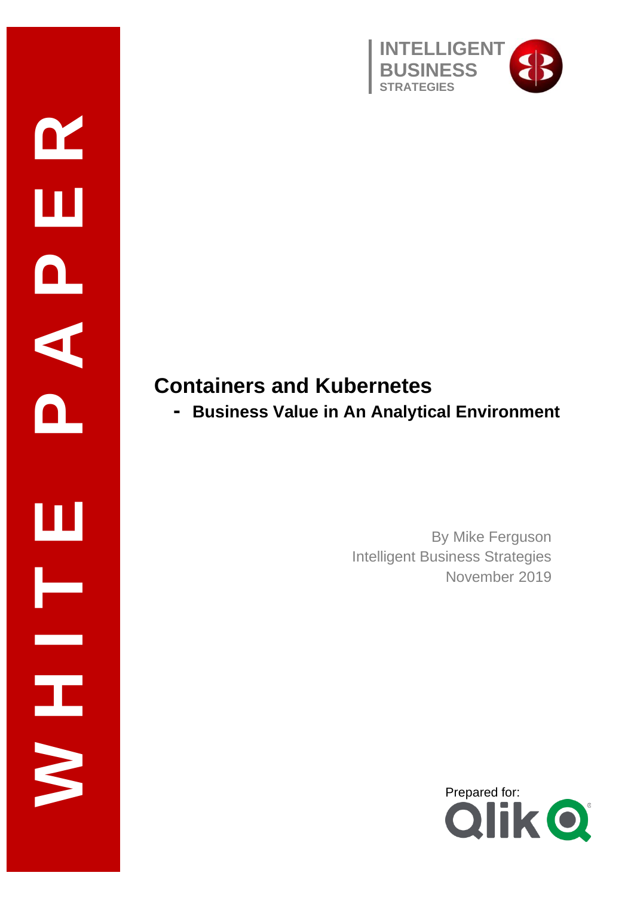WHITE PAPER

INTELLIGENT BUSINESS STRATEGIES

# Containers and Kubernetes

## - Business Value in An Analytical Environment

By Mike Ferguson
Intelligent Business Strategies
November 2019

Prepared for: Qlik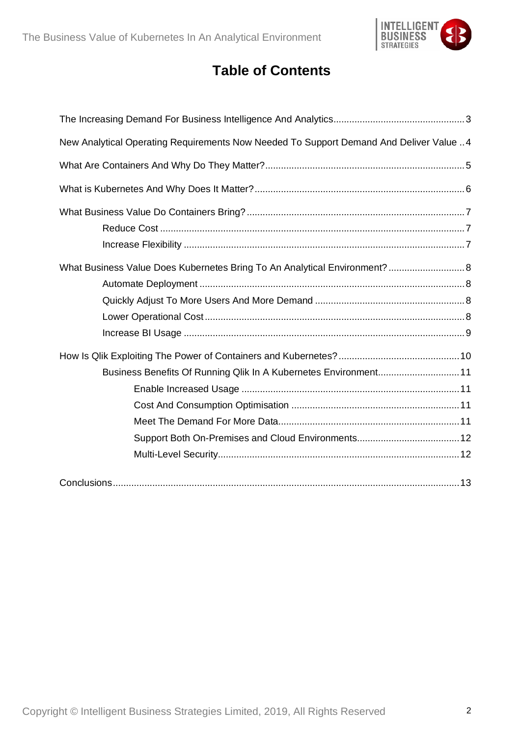# Table of Contents

The Increasing Demand For Business Intelligence And Analytics .......... 3

New Analytical Operating Requirements Now Needed To Support Demand And Deliver Value .. 4

What Are Containers And Why Do They Matter? .......... 5

What is Kubernetes And Why Does It Matter? .......... 6

What Business Value Do Containers Bring? .......... 7

- Reduce Cost .......... 7
- Increase Flexibility .......... 7

What Business Value Does Kubernetes Bring To An Analytical Environment? .......... 8

- Automate Deployment .......... 8
- Quickly Adjust To More Users And More Demand .......... 8
- Lower Operational Cost .......... 8
- Increase BI Usage .......... 9

How Is Qlik Exploiting The Power of Containers and Kubernetes? .......... 10

- Business Benefits Of Running Qlik In A Kubernetes Environment .......... 11
  - Enable Increased Usage .......... 11
  - Cost And Consumption Optimisation .......... 11
  - Meet The Demand For More Data .......... 11
  - Support Both On-Premises and Cloud Environments .......... 12
  - Multi-Level Security .......... 12

Conclusions .......... 13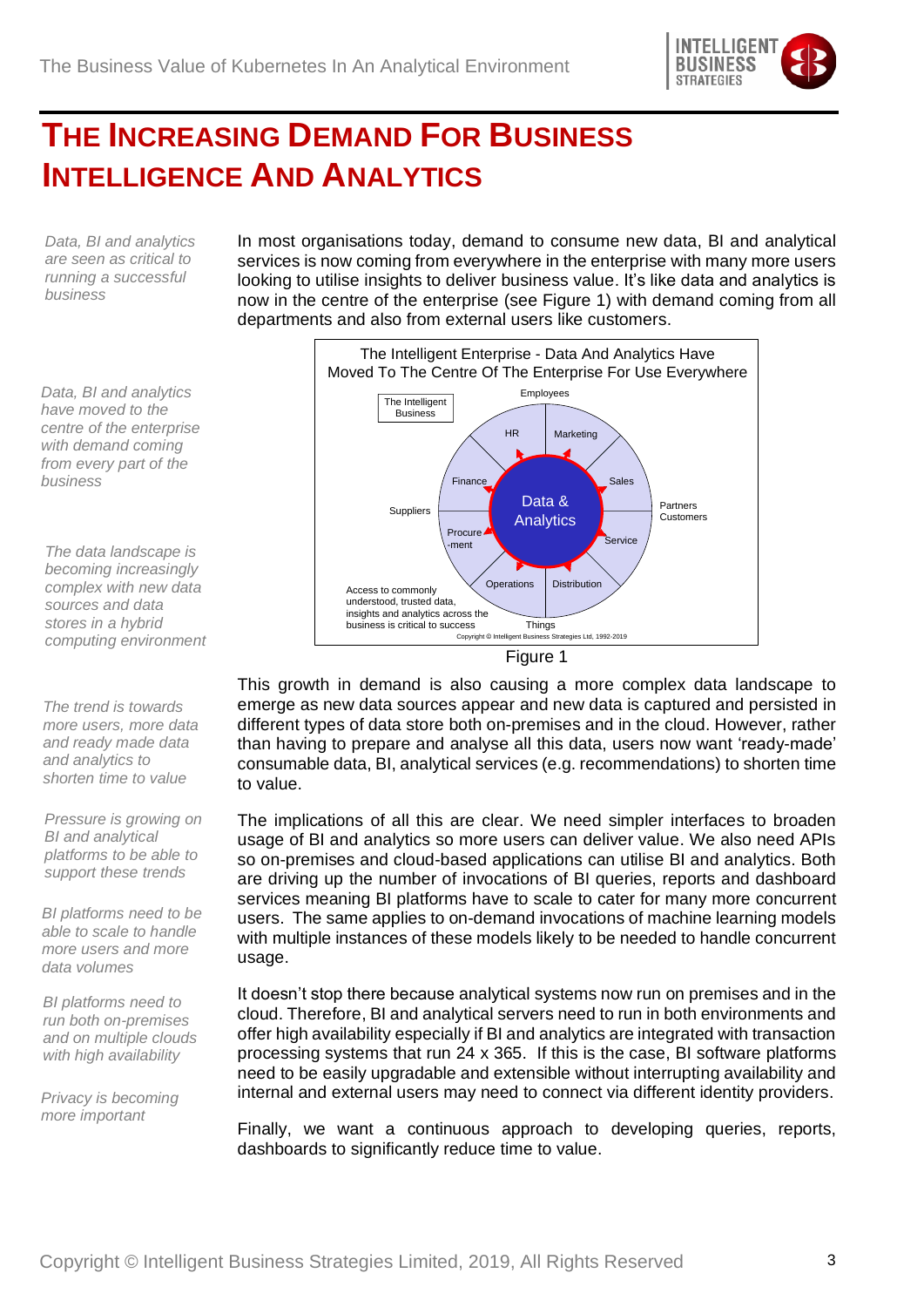# THE INCREASING DEMAND FOR BUSINESS INTELLIGENCE AND ANALYTICS

*Data, BI and analytics are seen as critical to running a successful business*

In most organisations today, demand to consume new data, BI and analytical services is now coming from everywhere in the enterprise with many more users looking to utilise insights to deliver business value. It's like data and analytics is now in the centre of the enterprise (see Figure 1) with demand coming from all departments and also from external users like customers.

*Data, BI and analytics have moved to the centre of the enterprise with demand coming from every part of the business*

The Intelligent Enterprise - Data And Analytics Have Moved To The Centre Of The Enterprise For Use Everywhere

The Intelligent Business

Employees

HR

Marketing

Finance

Sales

Suppliers

Data & Analytics

Partners Customers

Procure -ment

Service

Operations

Distribution

Access to commonly understood, trusted data, insights and analytics across the business is critical to success

Things

Copyright © Intelligent Business Strategies Ltd, 1992-2019

Figure 1

*The data landscape is becoming increasingly complex with new data sources and data stores in a hybrid computing environment*

This growth in demand is also causing a more complex data landscape to emerge as new data sources appear and new data is captured and persisted in different types of data store both on-premises and in the cloud. However, rather than having to prepare and analyse all this data, users now want 'ready-made' consumable data, BI, analytical services (e.g. recommendations) to shorten time to value.

*The trend is towards more users, more data and ready made data and analytics to shorten time to value*

*Pressure is growing on BI and analytical platforms to be able to support these trends*

The implications of all this are clear. We need simpler interfaces to broaden usage of BI and analytics so more users can deliver value. We also need APIs so on-premises and cloud-based applications can utilise BI and analytics. Both are driving up the number of invocations of BI queries, reports and dashboard services meaning BI platforms have to scale to cater for many more concurrent users. The same applies to on-demand invocations of machine learning models with multiple instances of these models likely to be needed to handle concurrent usage.

*BI platforms need to be able to scale to handle more users and more data volumes*

*BI platforms need to run both on-premises and on multiple clouds with high availability*

It doesn't stop there because analytical systems now run on premises and in the cloud. Therefore, BI and analytical servers need to run in both environments and offer high availability especially if BI and analytics are integrated with transaction processing systems that run 24 x 365. If this is the case, BI software platforms need to be easily upgradable and extensible without interrupting availability and internal and external users may need to connect via different identity providers.

*Privacy is becoming more important*

Finally, we want a continuous approach to developing queries, reports, dashboards to significantly reduce time to value.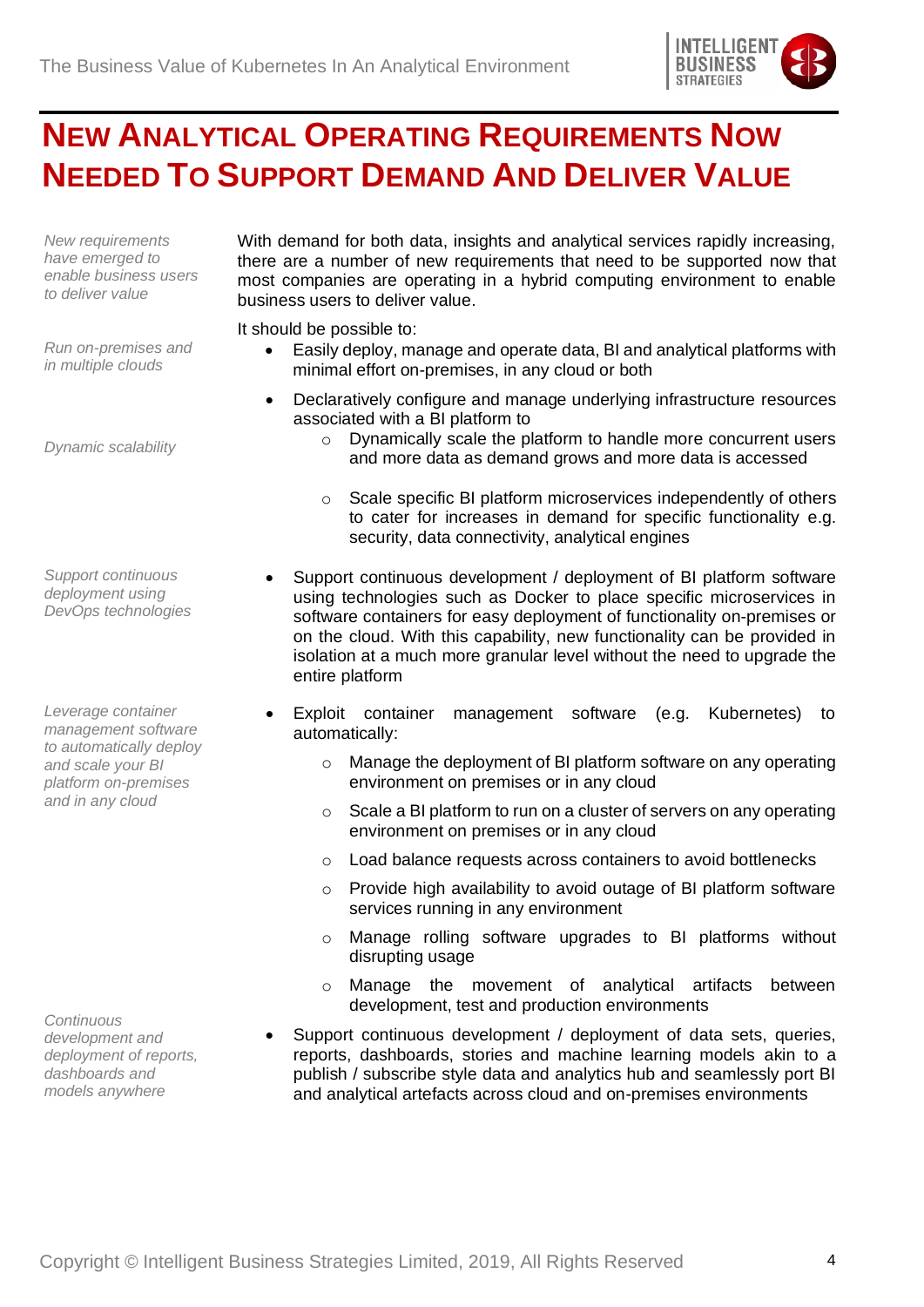# NEW ANALYTICAL OPERATING REQUIREMENTS NOW NEEDED TO SUPPORT DEMAND AND DELIVER VALUE

*New requirements have emerged to enable business users to deliver value*

With demand for both data, insights and analytical services rapidly increasing, there are a number of new requirements that need to be supported now that most companies are operating in a hybrid computing environment to enable business users to deliver value.

It should be possible to:

*Run on-premises and in multiple clouds*

- Easily deploy, manage and operate data, BI and analytical platforms with minimal effort on-premises, in any cloud or both
- Declaratively configure and manage underlying infrastructure resources associated with a BI platform to

  *Dynamic scalability*

  - Dynamically scale the platform to handle more concurrent users and more data as demand grows and more data is accessed
  - Scale specific BI platform microservices independently of others to cater for increases in demand for specific functionality e.g. security, data connectivity, analytical engines

*Support continuous deployment using DevOps technologies*

- Support continuous development / deployment of BI platform software using technologies such as Docker to place specific microservices in software containers for easy deployment of functionality on-premises or on the cloud. With this capability, new functionality can be provided in isolation at a much more granular level without the need to upgrade the entire platform

*Leverage container management software to automatically deploy and scale your BI platform on-premises and in any cloud*

- Exploit container management software (e.g. Kubernetes) to automatically:
  - Manage the deployment of BI platform software on any operating environment on premises or in any cloud
  - Scale a BI platform to run on a cluster of servers on any operating environment on premises or in any cloud
  - Load balance requests across containers to avoid bottlenecks
  - Provide high availability to avoid outage of BI platform software services running in any environment
  - Manage rolling software upgrades to BI platforms without disrupting usage
  - Manage the movement of analytical artifacts between development, test and production environments

*Continuous development and deployment of reports, dashboards and models anywhere*

- Support continuous development / deployment of data sets, queries, reports, dashboards, stories and machine learning models akin to a publish / subscribe style data and analytics hub and seamlessly port BI and analytical artefacts across cloud and on-premises environments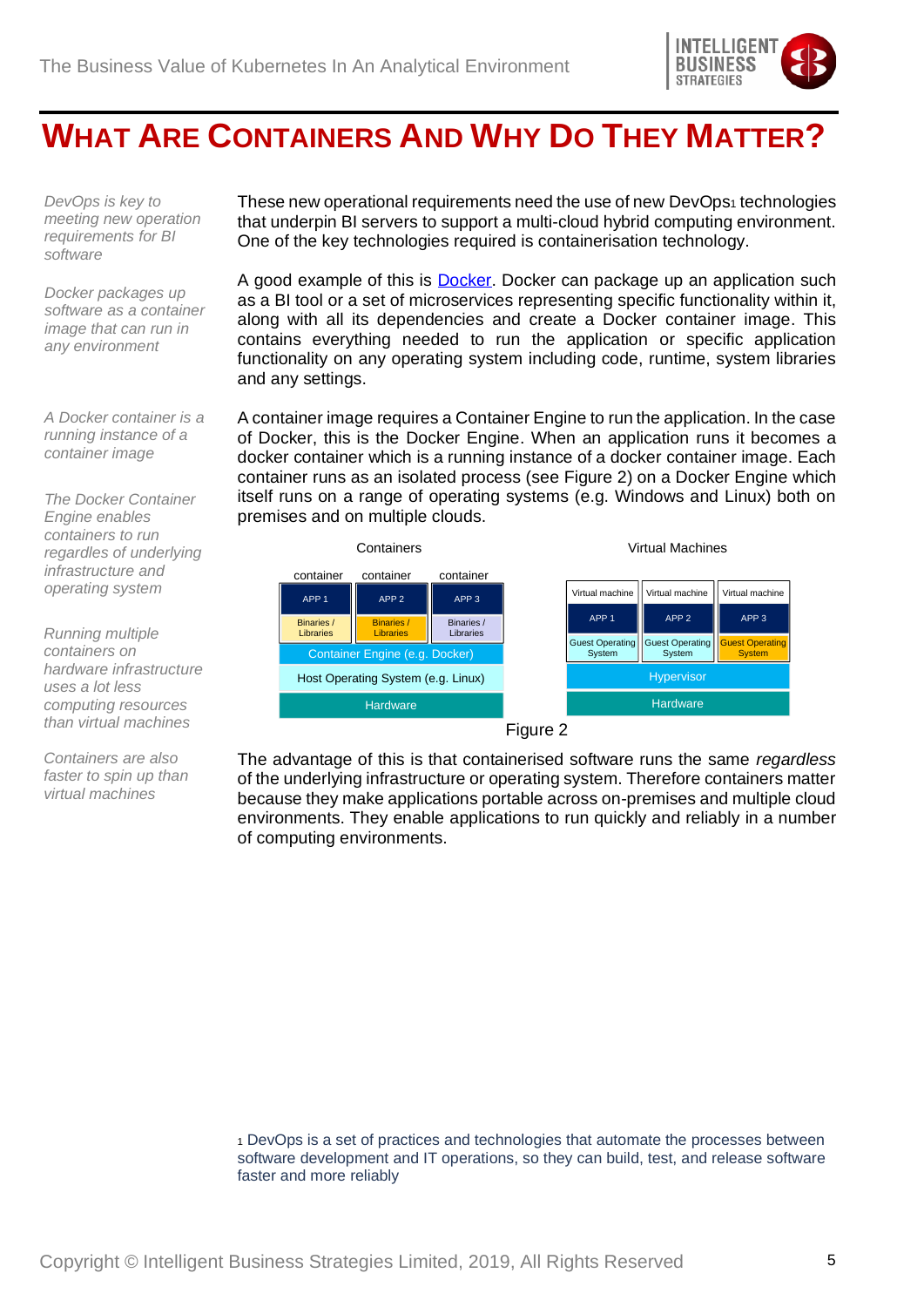# WHAT ARE CONTAINERS AND WHY DO THEY MATTER?

*DevOps is key to meeting new operation requirements for BI software*

These new operational requirements need the use of new DevOps[1] technologies that underpin BI servers to support a multi-cloud hybrid computing environment. One of the key technologies required is containerisation technology.

*Docker packages up software as a container image that can run in any environment*

A good example of this is [Docker](). Docker can package up an application such as a BI tool or a set of microservices representing specific functionality within it, along with all its dependencies and create a Docker container image. This contains everything needed to run the application or specific application functionality on any operating system including code, runtime, system libraries and any settings.

*A Docker container is a running instance of a container image*

*The Docker Container Engine enables containers to run regardless of underlying infrastructure and operating system*

A container image requires a Container Engine to run the application. In the case of Docker, this is the Docker Engine. When an application runs it becomes a docker container which is a running instance of a docker container image. Each container runs as an isolated process (see Figure 2) on a Docker Engine which itself runs on a range of operating systems (e.g. Windows and Linux) both on premises and on multiple clouds.

*Running multiple containers on hardware infrastructure uses a lot less computing resources than virtual machines*

*Containers are also faster to spin up than virtual machines*

Figure 2

The advantage of this is that containerised software runs the same *regardless* of the underlying infrastructure or operating system. Therefore containers matter because they make applications portable across on-premises and multiple cloud environments. They enable applications to run quickly and reliably in a number of computing environments.

[1] DevOps is a set of practices and technologies that automate the processes between software development and IT operations, so they can build, test, and release software faster and more reliably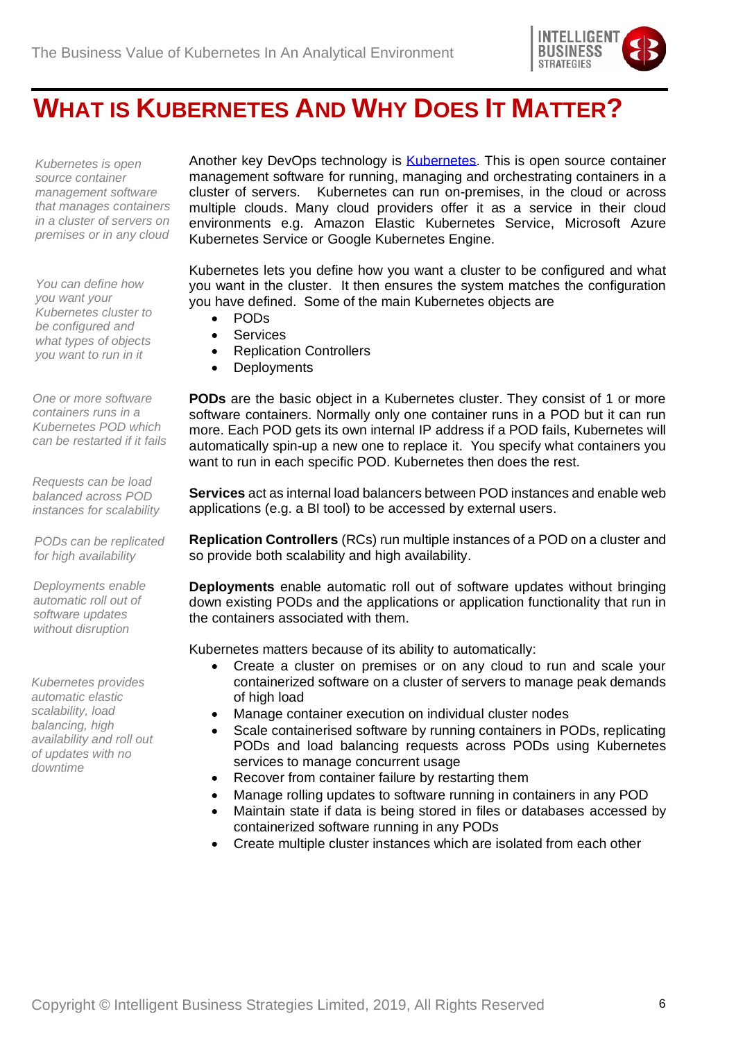# WHAT IS KUBERNETES AND WHY DOES IT MATTER?

*Kubernetes is open source container management software that manages containers in a cluster of servers on premises or in any cloud*

Another key DevOps technology is [Kubernetes](). This is open source container management software for running, managing and orchestrating containers in a cluster of servers. Kubernetes can run on-premises, in the cloud or across multiple clouds. Many cloud providers offer it as a service in their cloud environments e.g. Amazon Elastic Kubernetes Service, Microsoft Azure Kubernetes Service or Google Kubernetes Engine.

*You can define how you want your Kubernetes cluster to be configured and what types of objects you want to run in it*

Kubernetes lets you define how you want a cluster to be configured and what you want in the cluster. It then ensures the system matches the configuration you have defined. Some of the main Kubernetes objects are

- PODs
- Services
- Replication Controllers
- Deployments

*One or more software containers runs in a Kubernetes POD which can be restarted if it fails*

**PODs** are the basic object in a Kubernetes cluster. They consist of 1 or more software containers. Normally only one container runs in a POD but it can run more. Each POD gets its own internal IP address if a POD fails, Kubernetes will automatically spin-up a new one to replace it. You specify what containers you want to run in each specific POD. Kubernetes then does the rest.

*Requests can be load balanced across POD instances for scalability*

**Services** act as internal load balancers between POD instances and enable web applications (e.g. a BI tool) to be accessed by external users.

*PODs can be replicated for high availability*

**Replication Controllers** (RCs) run multiple instances of a POD on a cluster and so provide both scalability and high availability.

*Deployments enable automatic roll out of software updates without disruption*

**Deployments** enable automatic roll out of software updates without bringing down existing PODs and the applications or application functionality that run in the containers associated with them.

*Kubernetes provides automatic elastic scalability, load balancing, high availability and roll out of updates with no downtime*

Kubernetes matters because of its ability to automatically:

- Create a cluster on premises or on any cloud to run and scale your containerized software on a cluster of servers to manage peak demands of high load
- Manage container execution on individual cluster nodes
- Scale containerised software by running containers in PODs, replicating PODs and load balancing requests across PODs using Kubernetes services to manage concurrent usage
- Recover from container failure by restarting them
- Manage rolling updates to software running in containers in any POD
- Maintain state if data is being stored in files or databases accessed by containerized software running in any PODs
- Create multiple cluster instances which are isolated from each other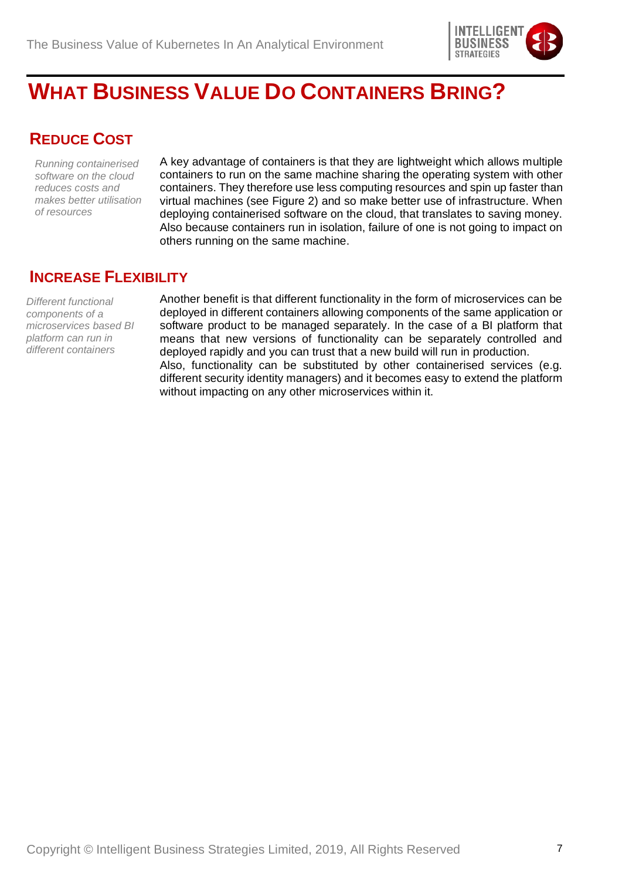# WHAT BUSINESS VALUE DO CONTAINERS BRING?

## REDUCE COST

*Running containerised software on the cloud reduces costs and makes better utilisation of resources*

A key advantage of containers is that they are lightweight which allows multiple containers to run on the same machine sharing the operating system with other containers. They therefore use less computing resources and spin up faster than virtual machines (see Figure 2) and so make better use of infrastructure. When deploying containerised software on the cloud, that translates to saving money. Also because containers run in isolation, failure of one is not going to impact on others running on the same machine.

## INCREASE FLEXIBILITY

*Different functional components of a microservices based BI platform can run in different containers*

Another benefit is that different functionality in the form of microservices can be deployed in different containers allowing components of the same application or software product to be managed separately. In the case of a BI platform that means that new versions of functionality can be separately controlled and deployed rapidly and you can trust that a new build will run in production.

Also, functionality can be substituted by other containerised services (e.g. different security identity managers) and it becomes easy to extend the platform without impacting on any other microservices within it.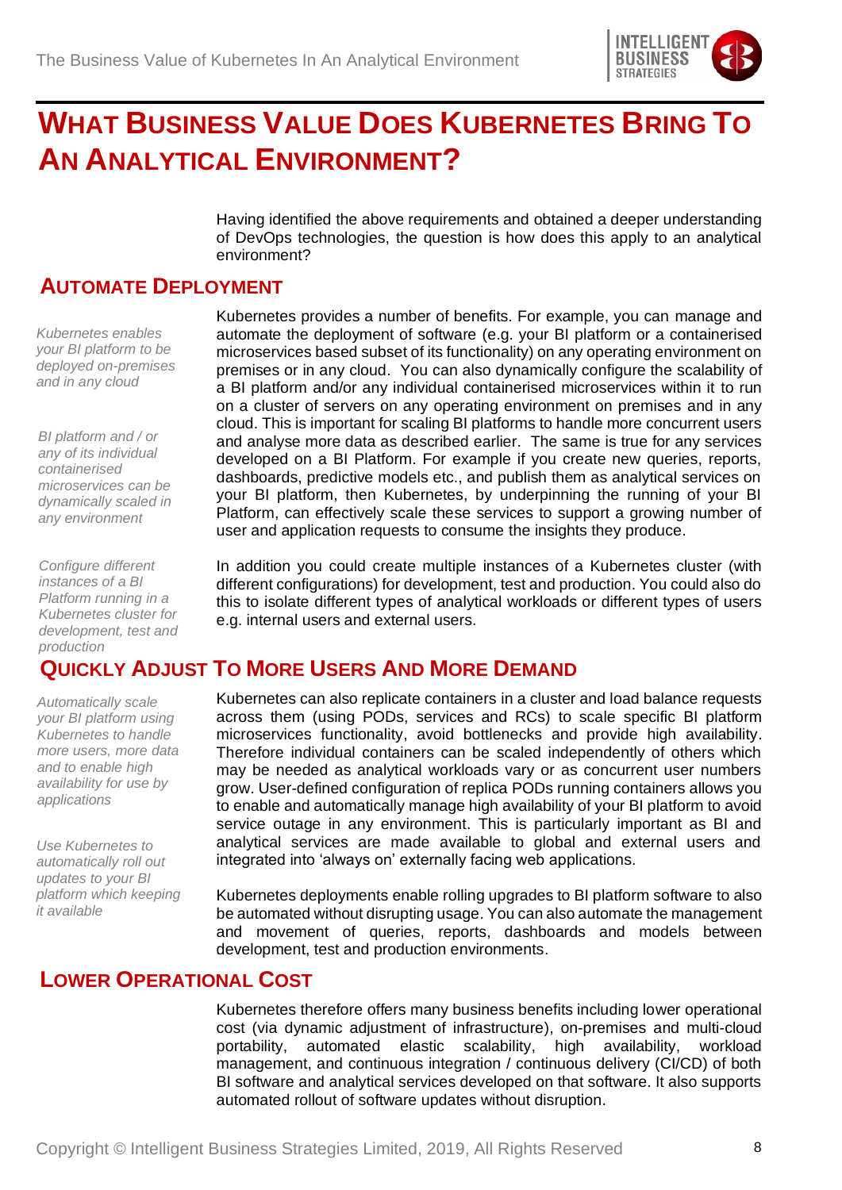# What Business Value Does Kubernetes Bring To An Analytical Environment?

Having identified the above requirements and obtained a deeper understanding of DevOps technologies, the question is how does this apply to an analytical environment?

## Automate Deployment

*Kubernetes enables your BI platform to be deployed on-premises and in any cloud*

*BI platform and / or any of its individual containerised microservices can be dynamically scaled in any environment*

*Configure different instances of a BI Platform running in a Kubernetes cluster for development, test and production*

Kubernetes provides a number of benefits. For example, you can manage and automate the deployment of software (e.g. your BI platform or a containerised microservices based subset of its functionality) on any operating environment on premises or in any cloud. You can also dynamically configure the scalability of a BI platform and/or any individual containerised microservices within it to run on a cluster of servers on any operating environment on premises and in any cloud. This is important for scaling BI platforms to handle more concurrent users and analyse more data as described earlier. The same is true for any services developed on a BI Platform. For example if you create new queries, reports, dashboards, predictive models etc., and publish them as analytical services on your BI platform, then Kubernetes, by underpinning the running of your BI Platform, can effectively scale these services to support a growing number of user and application requests to consume the insights they produce.

In addition you could create multiple instances of a Kubernetes cluster (with different configurations) for development, test and production. You could also do this to isolate different types of analytical workloads or different types of users e.g. internal users and external users.

## Quickly Adjust To More Users And More Demand

*Automatically scale your BI platform using Kubernetes to handle more users, more data and to enable high availability for use by applications*

*Use Kubernetes to automatically roll out updates to your BI platform which keeping it available*

Kubernetes can also replicate containers in a cluster and load balance requests across them (using PODs, services and RCs) to scale specific BI platform microservices functionality, avoid bottlenecks and provide high availability. Therefore individual containers can be scaled independently of others which may be needed as analytical workloads vary or as concurrent user numbers grow. User-defined configuration of replica PODs running containers allows you to enable and automatically manage high availability of your BI platform to avoid service outage in any environment. This is particularly important as BI and analytical services are made available to global and external users and integrated into 'always on' externally facing web applications.

Kubernetes deployments enable rolling upgrades to BI platform software to also be automated without disrupting usage. You can also automate the management and movement of queries, reports, dashboards and models between development, test and production environments.

## Lower Operational Cost

Kubernetes therefore offers many business benefits including lower operational cost (via dynamic adjustment of infrastructure), on-premises and multi-cloud portability, automated elastic scalability, high availability, workload management, and continuous integration / continuous delivery (CI/CD) of both BI software and analytical services developed on that software. It also supports automated rollout of software updates without disruption.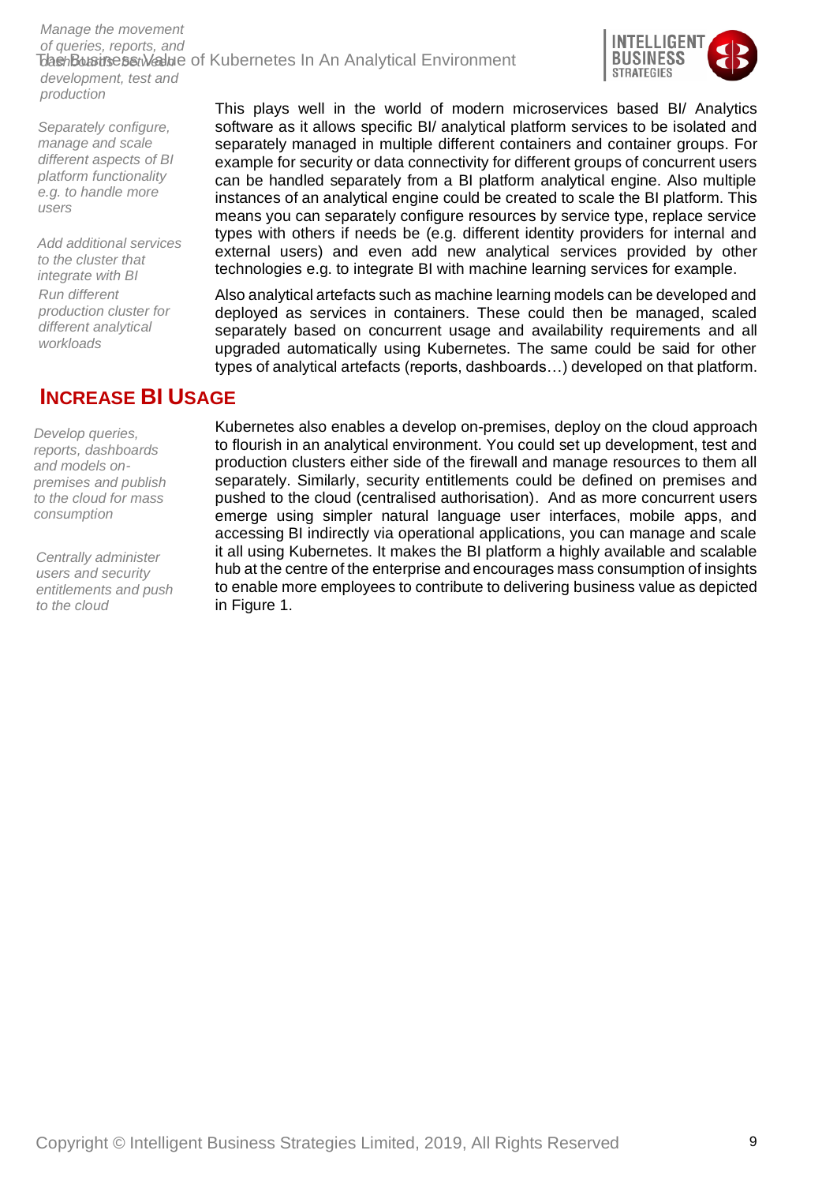*Manage the movement of queries, reports, and dashboards between development, test and production*

*Separately configure, manage and scale different aspects of BI platform functionality e.g. to handle more users*

*Add additional services to the cluster that integrate with BI*

*Run different production cluster for different analytical workloads*

This plays well in the world of modern microservices based BI/ Analytics software as it allows specific BI/ analytical platform services to be isolated and separately managed in multiple different containers and container groups. For example for security or data connectivity for different groups of concurrent users can be handled separately from a BI platform analytical engine. Also multiple instances of an analytical engine could be created to scale the BI platform. This means you can separately configure resources by service type, replace service types with others if needs be (e.g. different identity providers for internal and external users) and even add new analytical services provided by other technologies e.g. to integrate BI with machine learning services for example.

Also analytical artefacts such as machine learning models can be developed and deployed as services in containers. These could then be managed, scaled separately based on concurrent usage and availability requirements and all upgraded automatically using Kubernetes. The same could be said for other types of analytical artefacts (reports, dashboards…) developed on that platform.

## INCREASE BI USAGE

*Develop queries, reports, dashboards and models on-premises and publish to the cloud for mass consumption*

*Centrally administer users and security entitlements and push to the cloud*

Kubernetes also enables a develop on-premises, deploy on the cloud approach to flourish in an analytical environment. You could set up development, test and production clusters either side of the firewall and manage resources to them all separately. Similarly, security entitlements could be defined on premises and pushed to the cloud (centralised authorisation). And as more concurrent users emerge using simpler natural language user interfaces, mobile apps, and accessing BI indirectly via operational applications, you can manage and scale it all using Kubernetes. It makes the BI platform a highly available and scalable hub at the centre of the enterprise and encourages mass consumption of insights to enable more employees to contribute to delivering business value as depicted in Figure 1.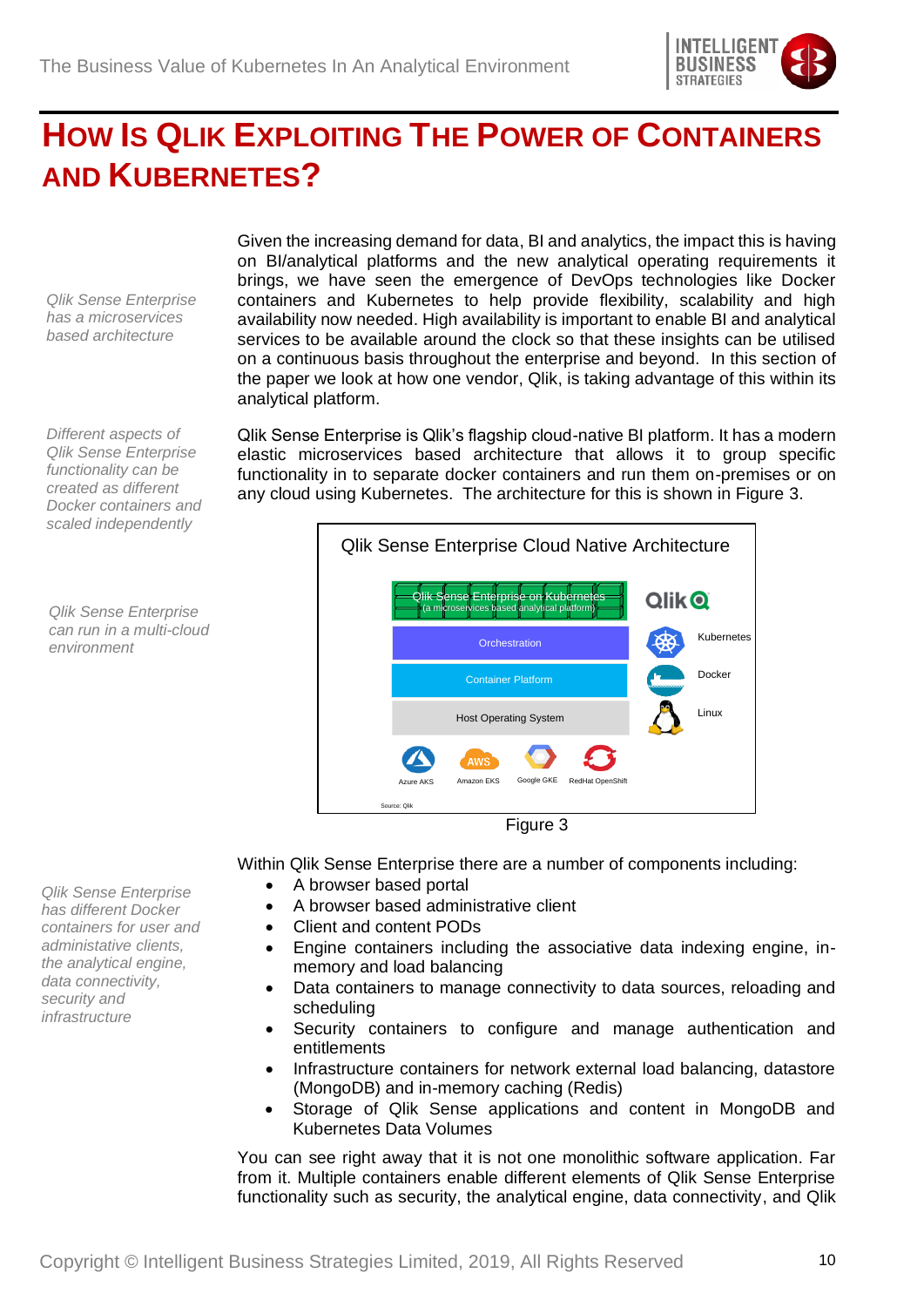# HOW IS QLIK EXPLOITING THE POWER OF CONTAINERS AND KUBERNETES?

*Qlik Sense Enterprise has a microservices based architecture*

Given the increasing demand for data, BI and analytics, the impact this is having on BI/analytical platforms and the new analytical operating requirements it brings, we have seen the emergence of DevOps technologies like Docker containers and Kubernetes to help provide flexibility, scalability and high availability now needed. High availability is important to enable BI and analytical services to be available around the clock so that these insights can be utilised on a continuous basis throughout the enterprise and beyond. In this section of the paper we look at how one vendor, Qlik, is taking advantage of this within its analytical platform.

*Different aspects of Qlik Sense Enterprise functionality can be created as different Docker containers and scaled independently*

Qlik Sense Enterprise is Qlik's flagship cloud-native BI platform. It has a modern elastic microservices based architecture that allows it to group specific functionality in to separate docker containers and run them on-premises or on any cloud using Kubernetes. The architecture for this is shown in Figure 3.

*Qlik Sense Enterprise can run in a multi-cloud environment*

Qlik Sense Enterprise Cloud Native Architecture

Qlik Sense Enterprise on Kubernetes (a microservices based analytical platform)

Orchestration — Kubernetes

Container Platform — Docker

Host Operating System — Linux

Azure AKS, Amazon EKS, Google GKE, RedHat OpenShift

Source: Qlik

Figure 3

*Qlik Sense Enterprise has different Docker containers for user and administative clients, the analytical engine, data connectivity, security and infrastructure*

Within Qlik Sense Enterprise there are a number of components including:

- A browser based portal
- A browser based administrative client
- Client and content PODs
- Engine containers including the associative data indexing engine, in-memory and load balancing
- Data containers to manage connectivity to data sources, reloading and scheduling
- Security containers to configure and manage authentication and entitlements
- Infrastructure containers for network external load balancing, datastore (MongoDB) and in-memory caching (Redis)
- Storage of Qlik Sense applications and content in MongoDB and Kubernetes Data Volumes

You can see right away that it is not one monolithic software application. Far from it. Multiple containers enable different elements of Qlik Sense Enterprise functionality such as security, the analytical engine, data connectivity, and Qlik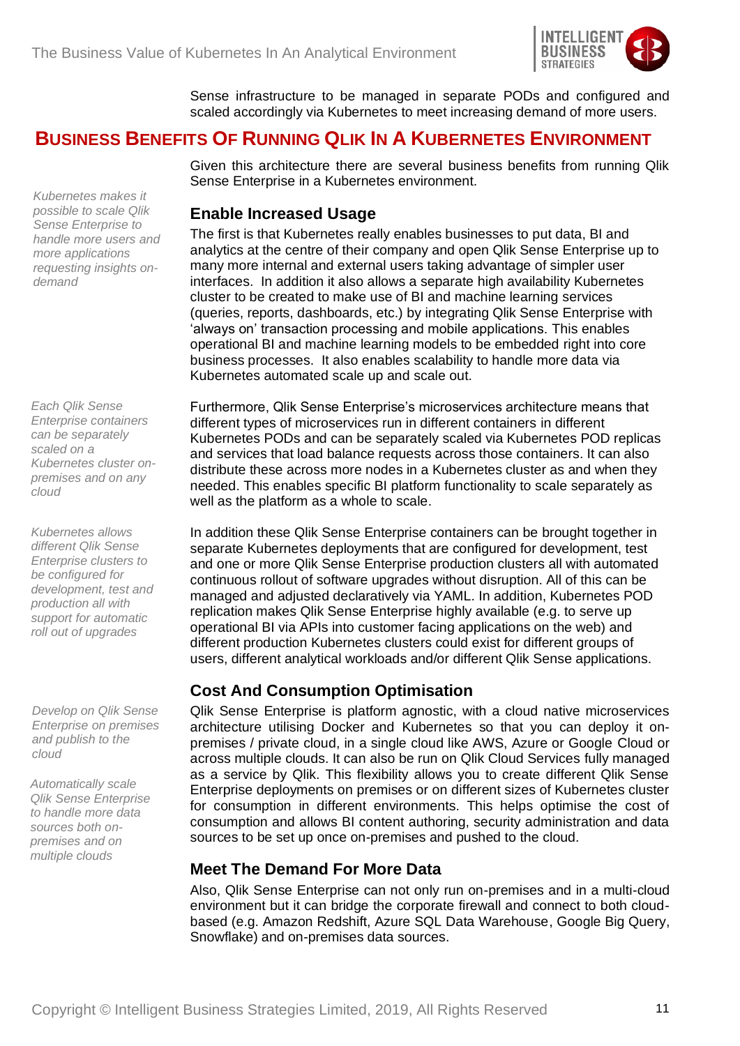Sense infrastructure to be managed in separate PODs and configured and scaled accordingly via Kubernetes to meet increasing demand of more users.

## Business Benefits Of Running Qlik In A Kubernetes Environment

Given this architecture there are several business benefits from running Qlik Sense Enterprise in a Kubernetes environment.

*Kubernetes makes it possible to scale Qlik Sense Enterprise to handle more users and more applications requesting insights on-demand*

### Enable Increased Usage

The first is that Kubernetes really enables businesses to put data, BI and analytics at the centre of their company and open Qlik Sense Enterprise up to many more internal and external users taking advantage of simpler user interfaces. In addition it also allows a separate high availability Kubernetes cluster to be created to make use of BI and machine learning services (queries, reports, dashboards, etc.) by integrating Qlik Sense Enterprise with 'always on' transaction processing and mobile applications. This enables operational BI and machine learning models to be embedded right into core business processes. It also enables scalability to handle more data via Kubernetes automated scale up and scale out.

*Each Qlik Sense Enterprise containers can be separately scaled on a Kubernetes cluster on-premises and on any cloud*

Furthermore, Qlik Sense Enterprise's microservices architecture means that different types of microservices run in different containers in different Kubernetes PODs and can be separately scaled via Kubernetes POD replicas and services that load balance requests across those containers. It can also distribute these across more nodes in a Kubernetes cluster as and when they needed. This enables specific BI platform functionality to scale separately as well as the platform as a whole to scale.

*Kubernetes allows different Qlik Sense Enterprise clusters to be configured for development, test and production all with support for automatic roll out of upgrades*

In addition these Qlik Sense Enterprise containers can be brought together in separate Kubernetes deployments that are configured for development, test and one or more Qlik Sense Enterprise production clusters all with automated continuous rollout of software upgrades without disruption. All of this can be managed and adjusted declaratively via YAML. In addition, Kubernetes POD replication makes Qlik Sense Enterprise highly available (e.g. to serve up operational BI via APIs into customer facing applications on the web) and different production Kubernetes clusters could exist for different groups of users, different analytical workloads and/or different Qlik Sense applications.

### Cost And Consumption Optimisation

*Develop on Qlik Sense Enterprise on premises and publish to the cloud*

Qlik Sense Enterprise is platform agnostic, with a cloud native microservices architecture utilising Docker and Kubernetes so that you can deploy it on-premises / private cloud, in a single cloud like AWS, Azure or Google Cloud or across multiple clouds. It can also be run on Qlik Cloud Services fully managed as a service by Qlik. This flexibility allows you to create different Qlik Sense Enterprise deployments on premises or on different sizes of Kubernetes cluster for consumption in different environments. This helps optimise the cost of consumption and allows BI content authoring, security administration and data sources to be set up once on-premises and pushed to the cloud.

*Automatically scale Qlik Sense Enterprise to handle more data sources both on-premises and on multiple clouds*

### Meet The Demand For More Data

Also, Qlik Sense Enterprise can not only run on-premises and in a multi-cloud environment but it can bridge the corporate firewall and connect to both cloud-based (e.g. Amazon Redshift, Azure SQL Data Warehouse, Google Big Query, Snowflake) and on-premises data sources.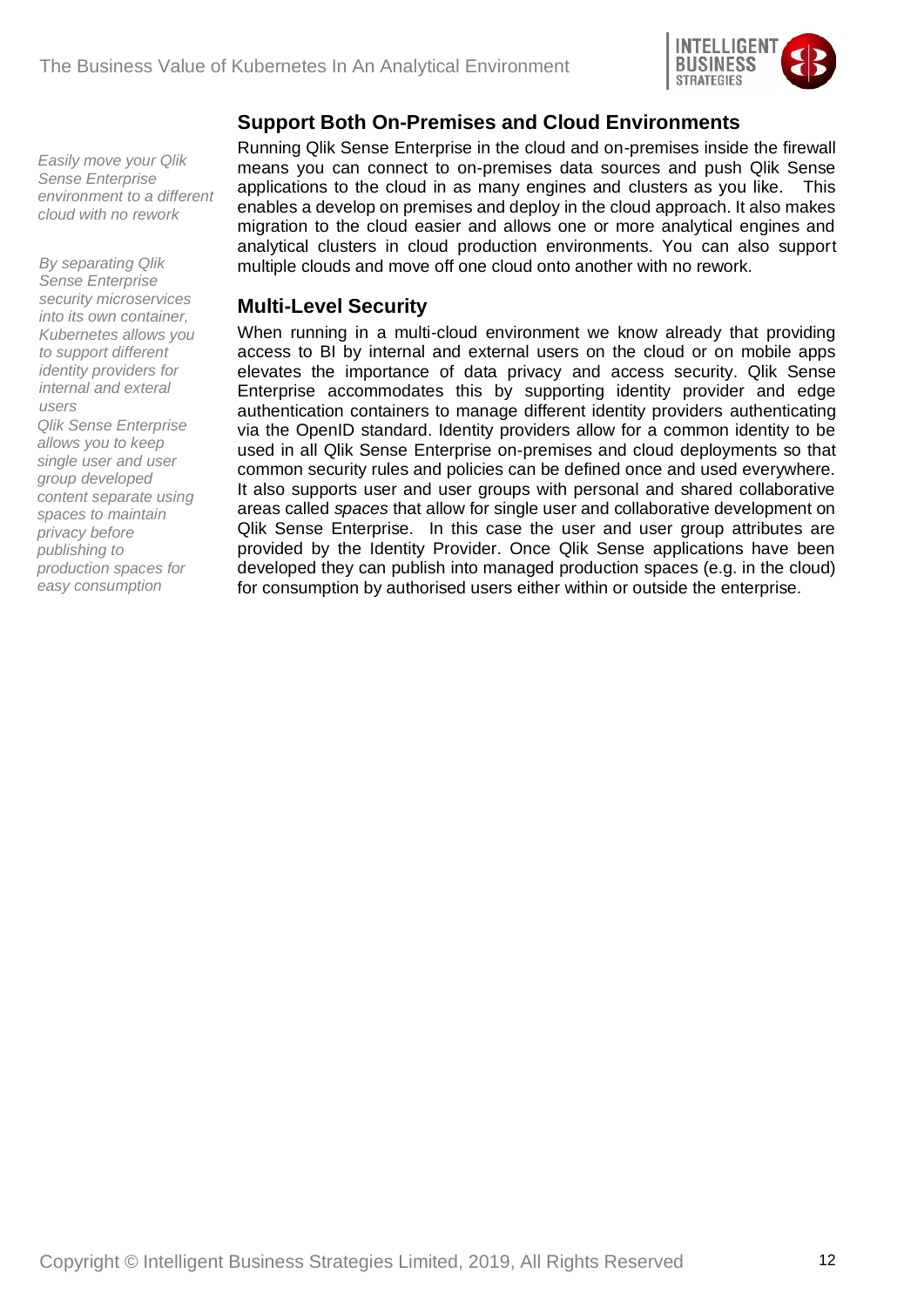## Support Both On-Premises and Cloud Environments

*Easily move your Qlik Sense Enterprise environment to a different cloud with no rework*

Running Qlik Sense Enterprise in the cloud and on-premises inside the firewall means you can connect to on-premises data sources and push Qlik Sense applications to the cloud in as many engines and clusters as you like. This enables a develop on premises and deploy in the cloud approach. It also makes migration to the cloud easier and allows one or more analytical engines and analytical clusters in cloud production environments. You can also support multiple clouds and move off one cloud onto another with no rework.

## Multi-Level Security

*By separating Qlik Sense Enterprise security microservices into its own container, Kubernetes allows you to support different identity providers for internal and exteral users*

*Qlik Sense Enterprise allows you to keep single user and user group developed content separate using spaces to maintain privacy before publishing to production spaces for easy consumption*

When running in a multi-cloud environment we know already that providing access to BI by internal and external users on the cloud or on mobile apps elevates the importance of data privacy and access security. Qlik Sense Enterprise accommodates this by supporting identity provider and edge authentication containers to manage different identity providers authenticating via the OpenID standard. Identity providers allow for a common identity to be used in all Qlik Sense Enterprise on-premises and cloud deployments so that common security rules and policies can be defined once and used everywhere. It also supports user and user groups with personal and shared collaborative areas called *spaces* that allow for single user and collaborative development on Qlik Sense Enterprise. In this case the user and user group attributes are provided by the Identity Provider. Once Qlik Sense applications have been developed they can publish into managed production spaces (e.g. in the cloud) for consumption by authorised users either within or outside the enterprise.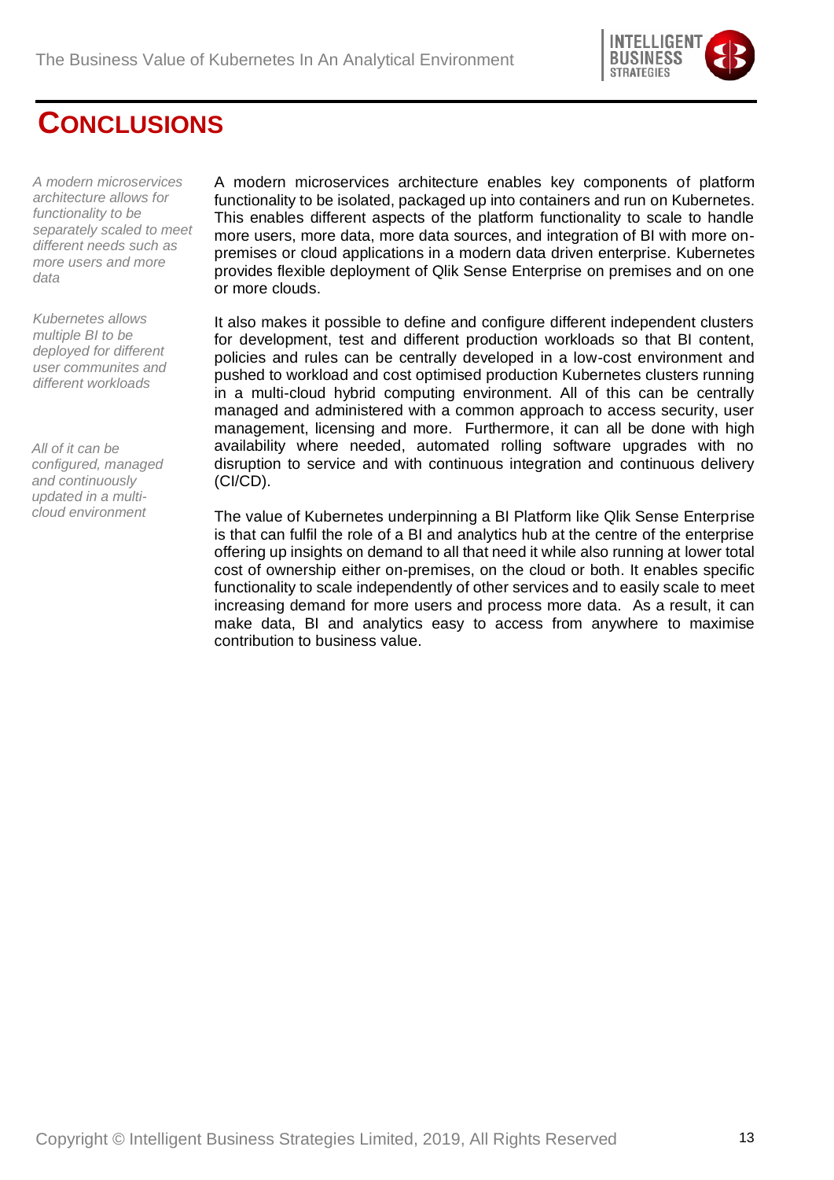# CONCLUSIONS

*A modern microservices architecture allows for functionality to be separately scaled to meet different needs such as more users and more data*

A modern microservices architecture enables key components of platform functionality to be isolated, packaged up into containers and run on Kubernetes. This enables different aspects of the platform functionality to scale to handle more users, more data, more data sources, and integration of BI with more on-premises or cloud applications in a modern data driven enterprise. Kubernetes provides flexible deployment of Qlik Sense Enterprise on premises and on one or more clouds.

*Kubernetes allows multiple BI to be deployed for different user communites and different workloads*

It also makes it possible to define and configure different independent clusters for development, test and different production workloads so that BI content, policies and rules can be centrally developed in a low-cost environment and pushed to workload and cost optimised production Kubernetes clusters running in a multi-cloud hybrid computing environment. All of this can be centrally managed and administered with a common approach to access security, user management, licensing and more. Furthermore, it can all be done with high availability where needed, automated rolling software upgrades with no disruption to service and with continuous integration and continuous delivery (CI/CD).

*All of it can be configured, managed and continuously updated in a multi-cloud environment*

The value of Kubernetes underpinning a BI Platform like Qlik Sense Enterprise is that can fulfil the role of a BI and analytics hub at the centre of the enterprise offering up insights on demand to all that need it while also running at lower total cost of ownership either on-premises, on the cloud or both. It enables specific functionality to scale independently of other services and to easily scale to meet increasing demand for more users and process more data. As a result, it can make data, BI and analytics easy to access from anywhere to maximise contribution to business value.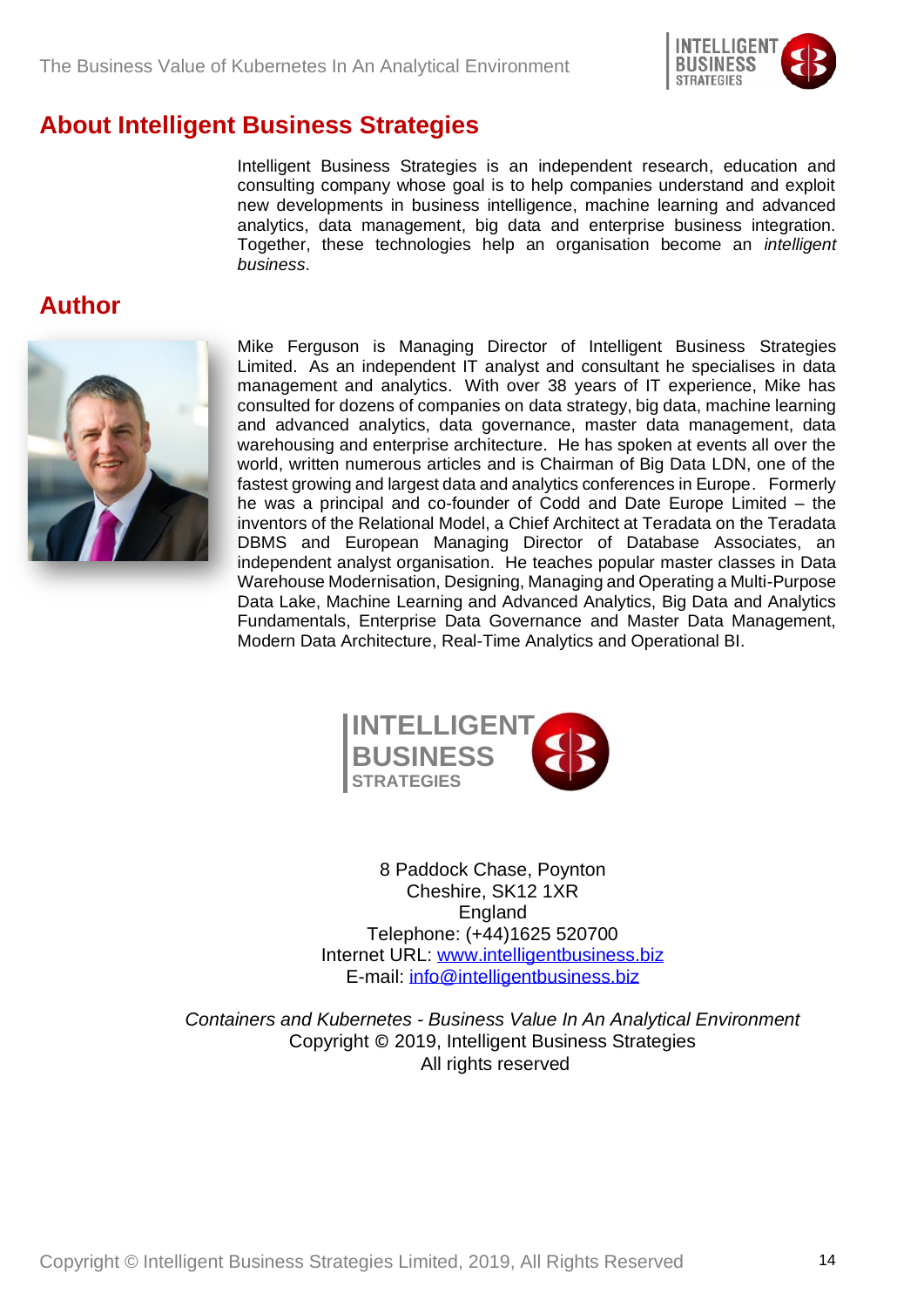## About Intelligent Business Strategies

Intelligent Business Strategies is an independent research, education and consulting company whose goal is to help companies understand and exploit new developments in business intelligence, machine learning and advanced analytics, data management, big data and enterprise business integration. Together, these technologies help an organisation become an *intelligent business*.

## Author

Mike Ferguson is Managing Director of Intelligent Business Strategies Limited. As an independent IT analyst and consultant he specialises in data management and analytics. With over 38 years of IT experience, Mike has consulted for dozens of companies on data strategy, big data, machine learning and advanced analytics, data governance, master data management, data warehousing and enterprise architecture. He has spoken at events all over the world, written numerous articles and is Chairman of Big Data LDN, one of the fastest growing and largest data and analytics conferences in Europe. Formerly he was a principal and co-founder of Codd and Date Europe Limited – the inventors of the Relational Model, a Chief Architect at Teradata on the Teradata DBMS and European Managing Director of Database Associates, an independent analyst organisation. He teaches popular master classes in Data Warehouse Modernisation, Designing, Managing and Operating a Multi-Purpose Data Lake, Machine Learning and Advanced Analytics, Big Data and Analytics Fundamentals, Enterprise Data Governance and Master Data Management, Modern Data Architecture, Real-Time Analytics and Operational BI.

INTELLIGENT BUSINESS STRATEGIES

8 Paddock Chase, Poynton
Cheshire, SK12 1XR
England
Telephone: (+44)1625 520700
Internet URL: www.intelligentbusiness.biz
E-mail: info@intelligentbusiness.biz

*Containers and Kubernetes - Business Value In An Analytical Environment*
Copyright © 2019, Intelligent Business Strategies
All rights reserved